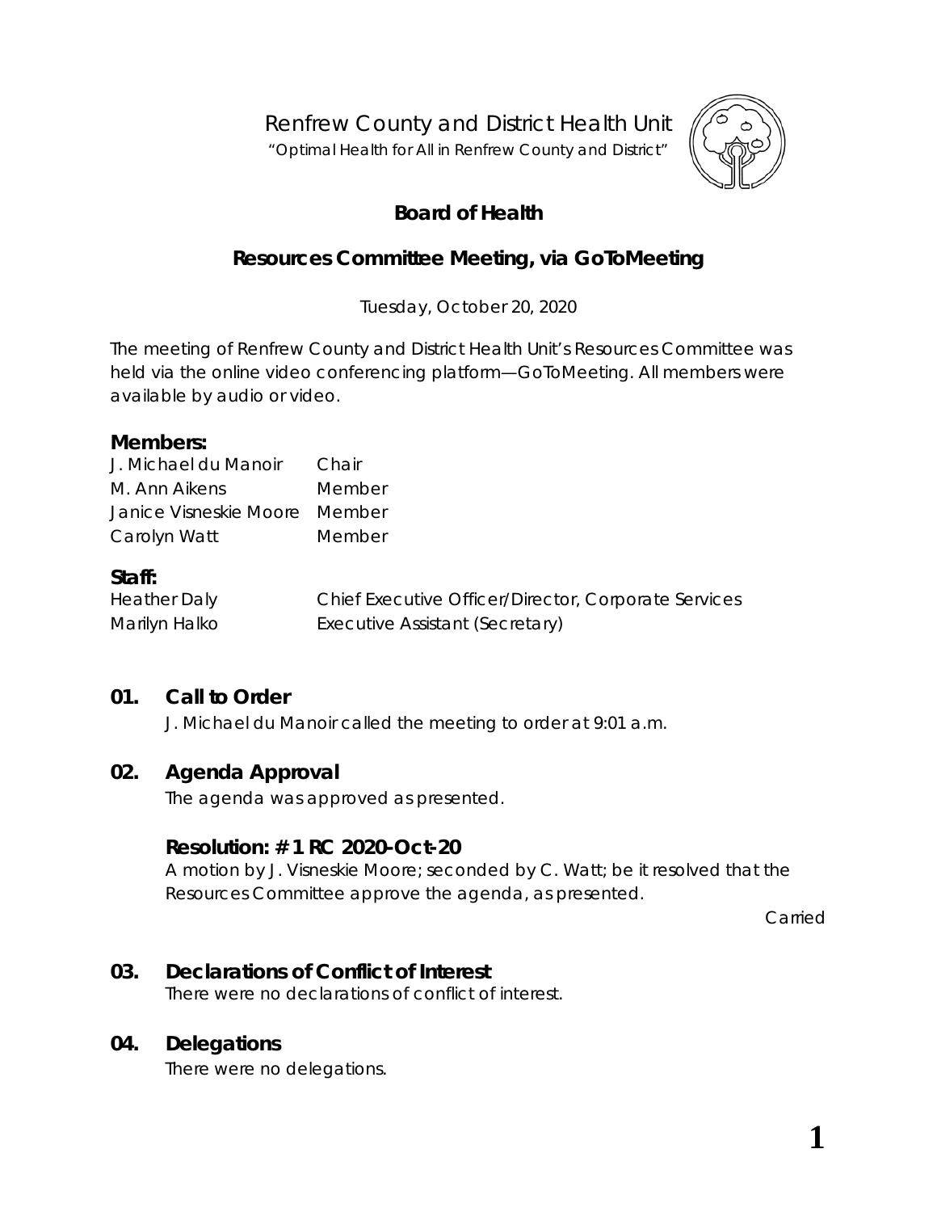Renfrew County and District Health Unit

"Optimal Health for All in Renfrew County and District"

# Board of Health

## Resources Committee Meeting, via GoToMeeting

Tuesday, October 20, 2020

The meeting of Renfrew County and District Health Unit's Resources Committee was held via the online video conferencing platform—GoToMeeting. All members were available by audio or video.

### Members:

| | |
|---|---|
| J. Michael du Manoir | Chair |
| M. Ann Aikens | Member |
| Janice Visneskie Moore | Member |
| Carolyn Watt | Member |

### Staff:

| | |
|---|---|
| Heather Daly | Chief Executive Officer/Director, Corporate Services |
| Marilyn Halko | Executive Assistant (Secretary) |

### 01. Call to Order

J. Michael du Manoir called the meeting to order at 9:01 a.m.

### 02. Agenda Approval

The agenda was approved as presented.

**Resolution: # 1 RC 2020-Oct-20**

A motion by J. Visneskie Moore; seconded by C. Watt; be it resolved that the Resources Committee approve the agenda, as presented.

Carried

### 03. Declarations of Conflict of Interest

There were no declarations of conflict of interest.

### 04. Delegations

There were no delegations.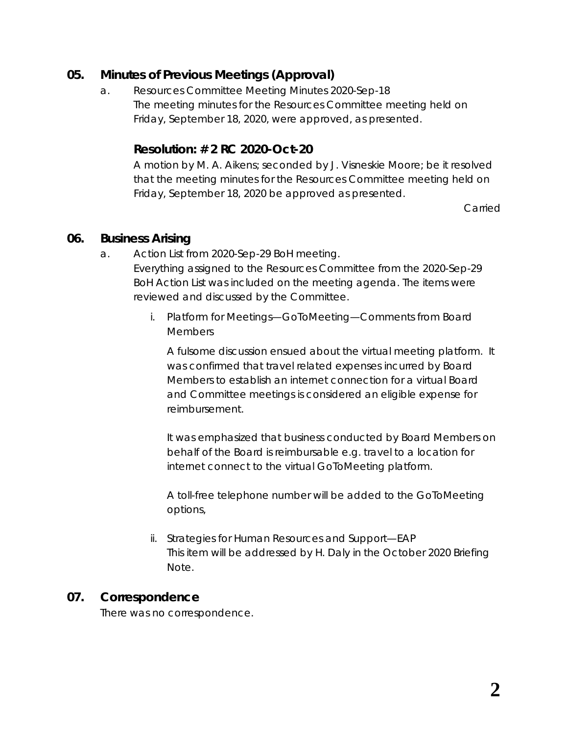## 05. Minutes of Previous Meetings (Approval)

a. Resources Committee Meeting Minutes 2020-Sep-18

The meeting minutes for the Resources Committee meeting held on Friday, September 18, 2020, were approved, as presented.

### Resolution: # 2 RC 2020-Oct-20

A motion by M. A. Aikens; seconded by J. Visneskie Moore; be it resolved that the meeting minutes for the Resources Committee meeting held on Friday, September 18, 2020 be approved as presented.

Carried

## 06. Business Arising

a. Action List from 2020-Sep-29 BoH meeting.

Everything assigned to the Resources Committee from the 2020-Sep-29 BoH Action List was included on the meeting agenda. The items were reviewed and discussed by the Committee.

i. Platform for Meetings—GoToMeeting—Comments from Board Members

A fulsome discussion ensued about the virtual meeting platform. It was confirmed that travel related expenses incurred by Board Members to establish an internet connection for a virtual Board and Committee meetings is considered an eligible expense for reimbursement.

It was emphasized that business conducted by Board Members on behalf of the Board is reimbursable e.g. travel to a location for internet connect to the virtual GoToMeeting platform.

A toll-free telephone number will be added to the GoToMeeting options,

ii. Strategies for Human Resources and Support—EAP

This item will be addressed by H. Daly in the October 2020 Briefing Note.

## 07. Correspondence

There was no correspondence.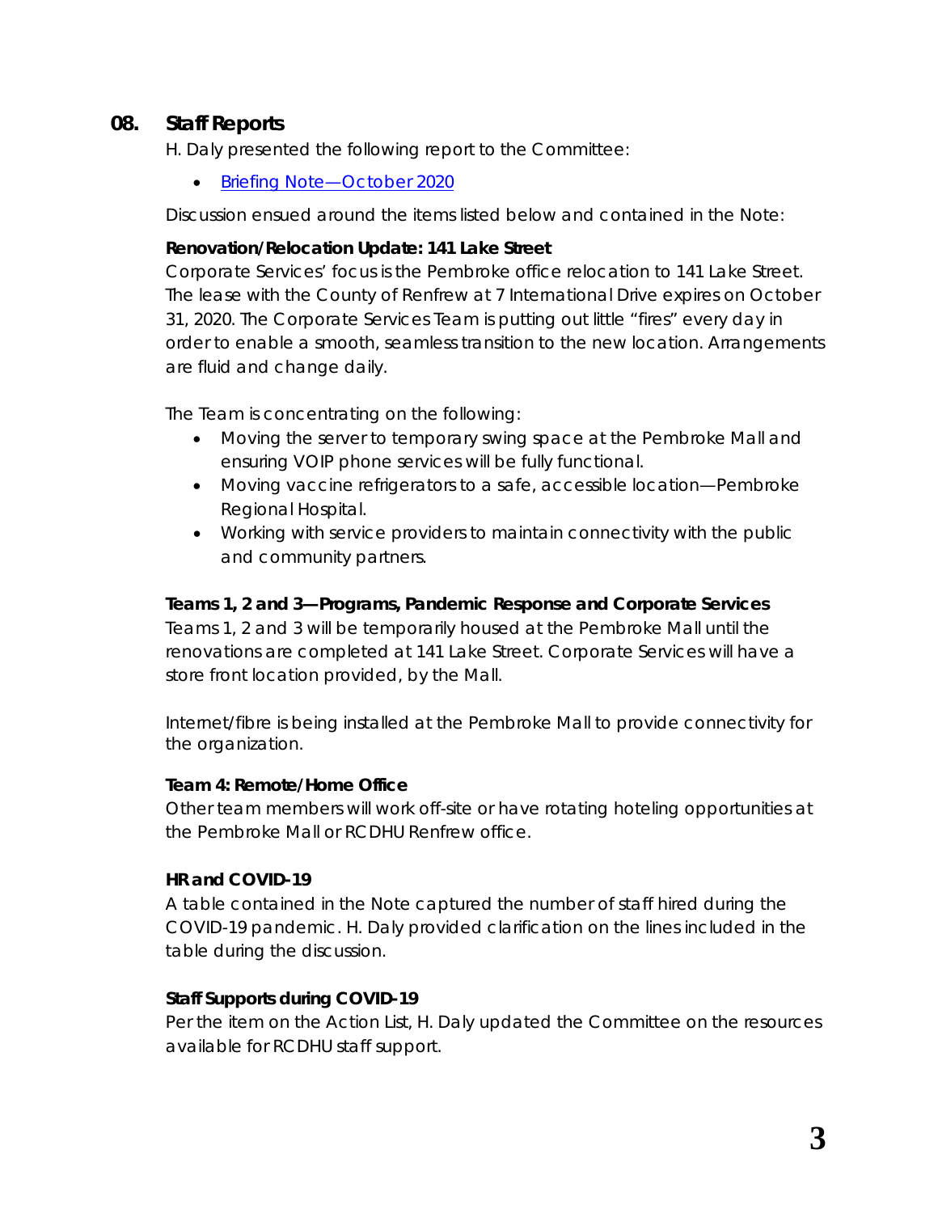## 08. Staff Reports

H. Daly presented the following report to the Committee:

- Briefing Note—October 2020

Discussion ensued around the items listed below and contained in the Note:

**Renovation/Relocation Update: 141 Lake Street**

Corporate Services' focus is the Pembroke office relocation to 141 Lake Street. The lease with the County of Renfrew at 7 International Drive expires on October 31, 2020. The Corporate Services Team is putting out little "fires" every day in order to enable a smooth, seamless transition to the new location. Arrangements are fluid and change daily.

The Team is concentrating on the following:

- Moving the server to temporary swing space at the Pembroke Mall and ensuring VOIP phone services will be fully functional.
- Moving vaccine refrigerators to a safe, accessible location—Pembroke Regional Hospital.
- Working with service providers to maintain connectivity with the public and community partners.

**Teams 1, 2 and 3—Programs, Pandemic Response and Corporate Services**

Teams 1, 2 and 3 will be temporarily housed at the Pembroke Mall until the renovations are completed at 141 Lake Street. Corporate Services will have a store front location provided, by the Mall.

Internet/fibre is being installed at the Pembroke Mall to provide connectivity for the organization.

**Team 4: Remote/Home Office**

Other team members will work off-site or have rotating hoteling opportunities at the Pembroke Mall or RCDHU Renfrew office.

**HR and COVID-19**

A table contained in the Note captured the number of staff hired during the COVID-19 pandemic. H. Daly provided clarification on the lines included in the table during the discussion.

**Staff Supports during COVID-19**

Per the item on the Action List, H. Daly updated the Committee on the resources available for RCDHU staff support.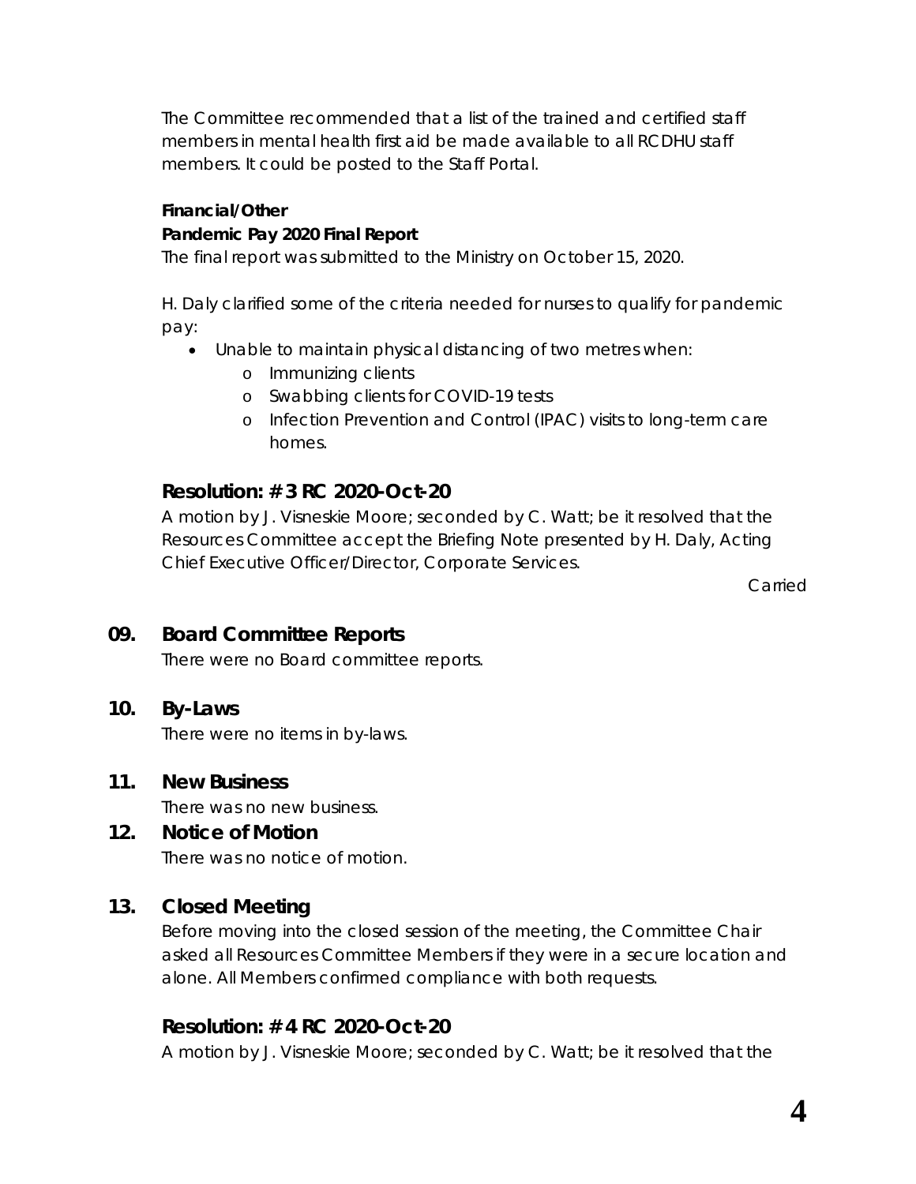The Committee recommended that a list of the trained and certified staff members in mental health first aid be made available to all RCDHU staff members. It could be posted to the Staff Portal.

**Financial/Other**

**Pandemic Pay 2020 Final Report**

The final report was submitted to the Ministry on October 15, 2020.

H. Daly clarified some of the criteria needed for nurses to qualify for pandemic pay:

- Unable to maintain physical distancing of two metres when:
  - Immunizing clients
  - Swabbing clients for COVID-19 tests
  - Infection Prevention and Control (IPAC) visits to long-term care homes.

### Resolution: # 3 RC 2020-Oct-20

A motion by J. Visneskie Moore; seconded by C. Watt; be it resolved that the Resources Committee accept the Briefing Note presented by H. Daly, Acting Chief Executive Officer/Director, Corporate Services.

Carried

## 09. Board Committee Reports

There were no Board committee reports.

## 10. By-Laws

There were no items in by-laws.

## 11. New Business

There was no new business.

## 12. Notice of Motion

There was no notice of motion.

## 13. Closed Meeting

Before moving into the closed session of the meeting, the Committee Chair asked all Resources Committee Members if they were in a secure location and alone. All Members confirmed compliance with both requests.

### Resolution: # 4 RC 2020-Oct-20

A motion by J. Visneskie Moore; seconded by C. Watt; be it resolved that the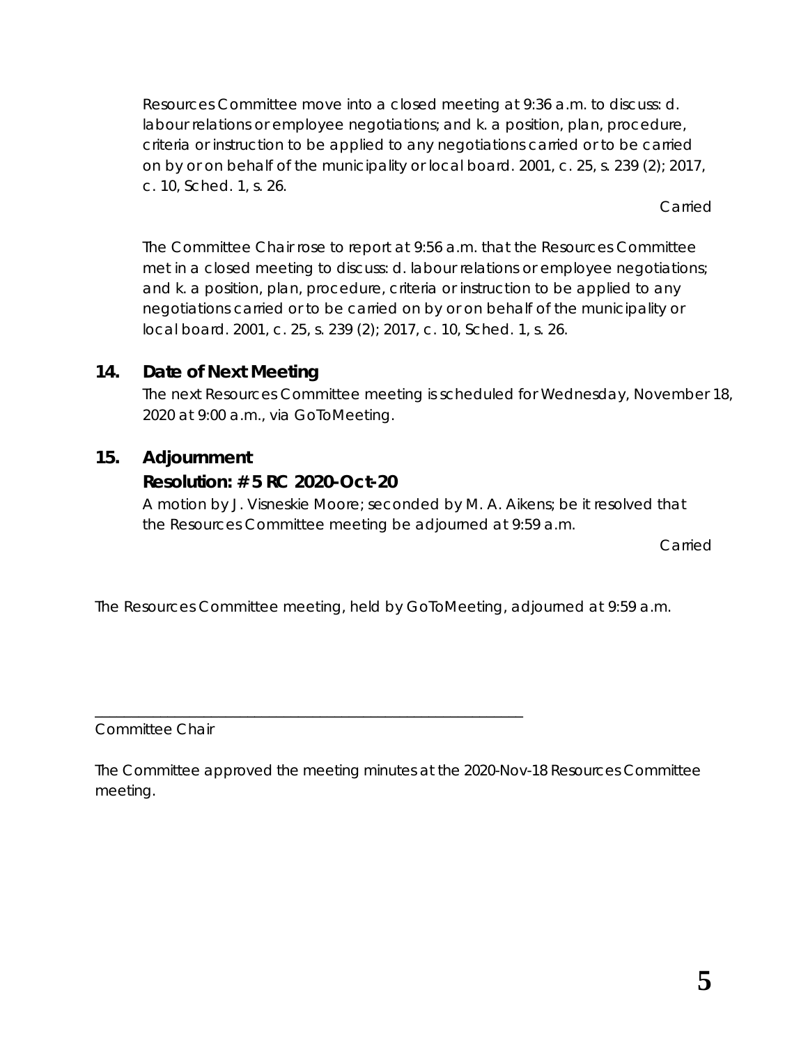Resources Committee move into a closed meeting at 9:36 a.m. to discuss: d. labour relations or employee negotiations; and k. a position, plan, procedure, criteria or instruction to be applied to any negotiations carried or to be carried on by or on behalf of the municipality or local board. 2001, c. 25, s. 239 (2); 2017, c. 10, Sched. 1, s. 26.

Carried

The Committee Chair rose to report at 9:56 a.m. that the Resources Committee met in a closed meeting to discuss: d. labour relations or employee negotiations; and k. a position, plan, procedure, criteria or instruction to be applied to any negotiations carried or to be carried on by or on behalf of the municipality or local board. 2001, c. 25, s. 239 (2); 2017, c. 10, Sched. 1, s. 26.

## 14. Date of Next Meeting

The next Resources Committee meeting is scheduled for Wednesday, November 18, 2020 at 9:00 a.m., via GoToMeeting.

## 15. Adjournment

### Resolution: # 5 RC 2020-Oct-20

A motion by J. Visneskie Moore; seconded by M. A. Aikens; be it resolved that the Resources Committee meeting be adjourned at 9:59 a.m.

Carried

The Resources Committee meeting, held by GoToMeeting, adjourned at 9:59 a.m.

\_\_\_\_\_\_\_\_\_\_\_\_\_\_\_\_\_\_\_\_\_\_\_\_\_\_\_\_\_\_\_\_\_\_\_\_\_\_\_\_\_\_\_\_\_\_\_\_

Committee Chair

The Committee approved the meeting minutes at the 2020-Nov-18 Resources Committee meeting.